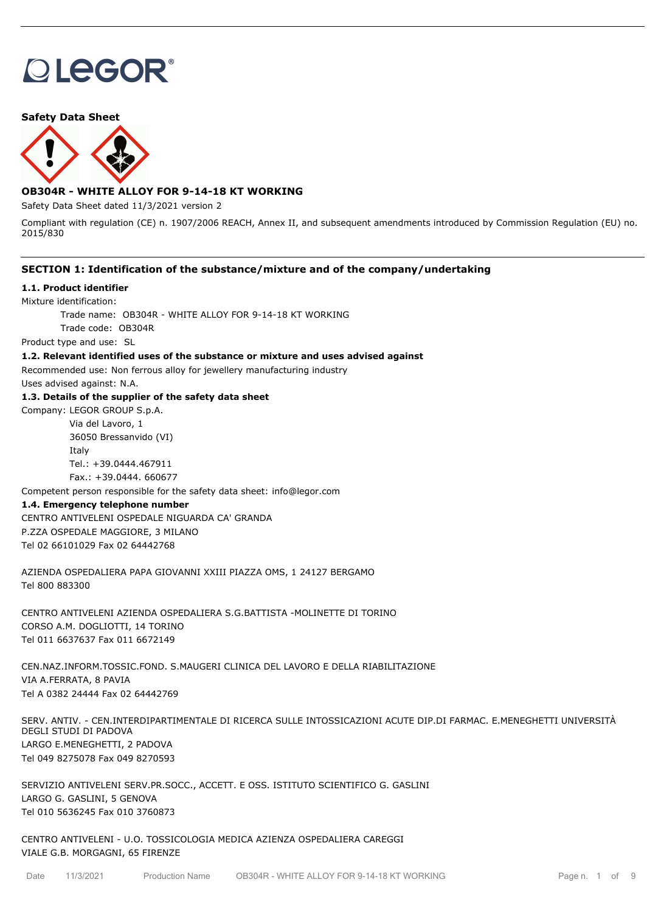LEGOR®

**Safety Data Sheet**

**OB304R - WHITE ALLOY FOR 9-14-18 KT WORKING**

Safety Data Sheet dated 11/3/2021 version 2

Compliant with regulation (CE) n. 1907/2006 REACH, Annex II, and subsequent amendments introduced by Commission Regulation (EU) no. 2015/830

## SECTION 1: Identification of the substance/mixture and of the company/undertaking

### 1.1. Product identifier

Mixture identification:

Trade name: OB304R - WHITE ALLOY FOR 9-14-18 KT WORKING

Trade code: OB304R

Product type and use: SL

### 1.2. Relevant identified uses of the substance or mixture and uses advised against

Recommended use: Non ferrous alloy for jewellery manufacturing industry

Uses advised against: N.A.

### 1.3. Details of the supplier of the safety data sheet

Company: LEGOR GROUP S.p.A.

Via del Lavoro, 1

36050 Bressanvido (VI)

Italy

Tel.: +39.0444.467911

Fax.: +39.0444. 660677

Competent person responsible for the safety data sheet: info@legor.com

### 1.4. Emergency telephone number

CENTRO ANTIVELENI OSPEDALE NIGUARDA CA' GRANDA
P.ZZA OSPEDALE MAGGIORE, 3 MILANO
Tel 02 66101029 Fax 02 64442768

AZIENDA OSPEDALIERA PAPA GIOVANNI XXIII PIAZZA OMS, 1 24127 BERGAMO
Tel 800 883300

CENTRO ANTIVELENI AZIENDA OSPEDALIERA S.G.BATTISTA -MOLINETTE DI TORINO
CORSO A.M. DOGLIOTTI, 14 TORINO
Tel 011 6637637 Fax 011 6672149

CEN.NAZ.INFORM.TOSSIC.FOND. S.MAUGERI CLINICA DEL LAVORO E DELLA RIABILITAZIONE
VIA A.FERRATA, 8 PAVIA
Tel A 0382 24444 Fax 02 64442769

SERV. ANTIV. - CEN.INTERDIPARTIMENTALE DI RICERCA SULLE INTOSSICAZIONI ACUTE DIP.DI FARMAC. E.MENEGHETTI UNIVERSITÀ DEGLI STUDI DI PADOVA
LARGO E.MENEGHETTI, 2 PADOVA
Tel 049 8275078 Fax 049 8270593

SERVIZIO ANTIVELENI SERV.PR.SOCC., ACCETT. E OSS. ISTITUTO SCIENTIFICO G. GASLINI
LARGO G. GASLINI, 5 GENOVA
Tel 010 5636245 Fax 010 3760873

CENTRO ANTIVELENI - U.O. TOSSICOLOGIA MEDICA AZIENZA OSPEDALIERA CAREGGI
VIALE G.B. MORGAGNI, 65 FIRENZE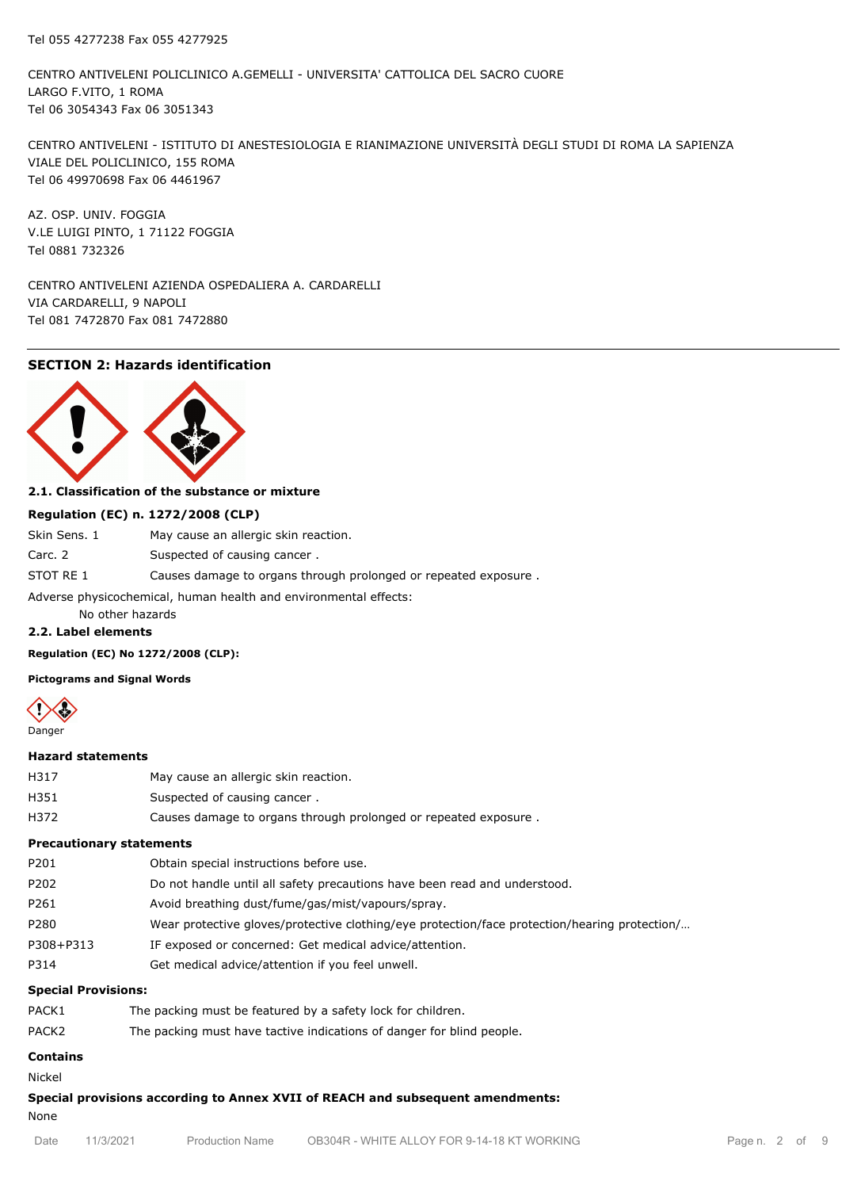Tel 055 4277238 Fax 055 4277925

CENTRO ANTIVELENI POLICLINICO A.GEMELLI - UNIVERSITA' CATTOLICA DEL SACRO CUORE
LARGO F.VITO, 1 ROMA
Tel 06 3054343 Fax 06 3051343

CENTRO ANTIVELENI - ISTITUTO DI ANESTESIOLOGIA E RIANIMAZIONE UNIVERSITÀ DEGLI STUDI DI ROMA LA SAPIENZA
VIALE DEL POLICLINICO, 155 ROMA
Tel 06 49970698 Fax 06 4461967

AZ. OSP. UNIV. FOGGIA
V.LE LUIGI PINTO, 1 71122 FOGGIA
Tel 0881 732326

CENTRO ANTIVELENI AZIENDA OSPEDALIERA A. CARDARELLI
VIA CARDARELLI, 9 NAPOLI
Tel 081 7472870 Fax 081 7472880

## SECTION 2: Hazards identification

### 2.1. Classification of the substance or mixture

**Regulation (EC) n. 1272/2008 (CLP)**

| | |
|---|---|
| Skin Sens. 1 | May cause an allergic skin reaction. |
| Carc. 2 | Suspected of causing cancer . |
| STOT RE 1 | Causes damage to organs through prolonged or repeated exposure . |

Adverse physicochemical, human health and environmental effects:
No other hazards

### 2.2. Label elements

**Regulation (EC) No 1272/2008 (CLP):**

**Pictograms and Signal Words**

Danger

**Hazard statements**

| | |
|---|---|
| H317 | May cause an allergic skin reaction. |
| H351 | Suspected of causing cancer . |
| H372 | Causes damage to organs through prolonged or repeated exposure . |

**Precautionary statements**

| | |
|---|---|
| P201 | Obtain special instructions before use. |
| P202 | Do not handle until all safety precautions have been read and understood. |
| P261 | Avoid breathing dust/fume/gas/mist/vapours/spray. |
| P280 | Wear protective gloves/protective clothing/eye protection/face protection/hearing protection/… |
| P308+P313 | IF exposed or concerned: Get medical advice/attention. |
| P314 | Get medical advice/attention if you feel unwell. |

**Special Provisions:**

| | |
|---|---|
| PACK1 | The packing must be featured by a safety lock for children. |
| PACK2 | The packing must have tactive indications of danger for blind people. |

**Contains**

Nickel

**Special provisions according to Annex XVII of REACH and subsequent amendments:**

None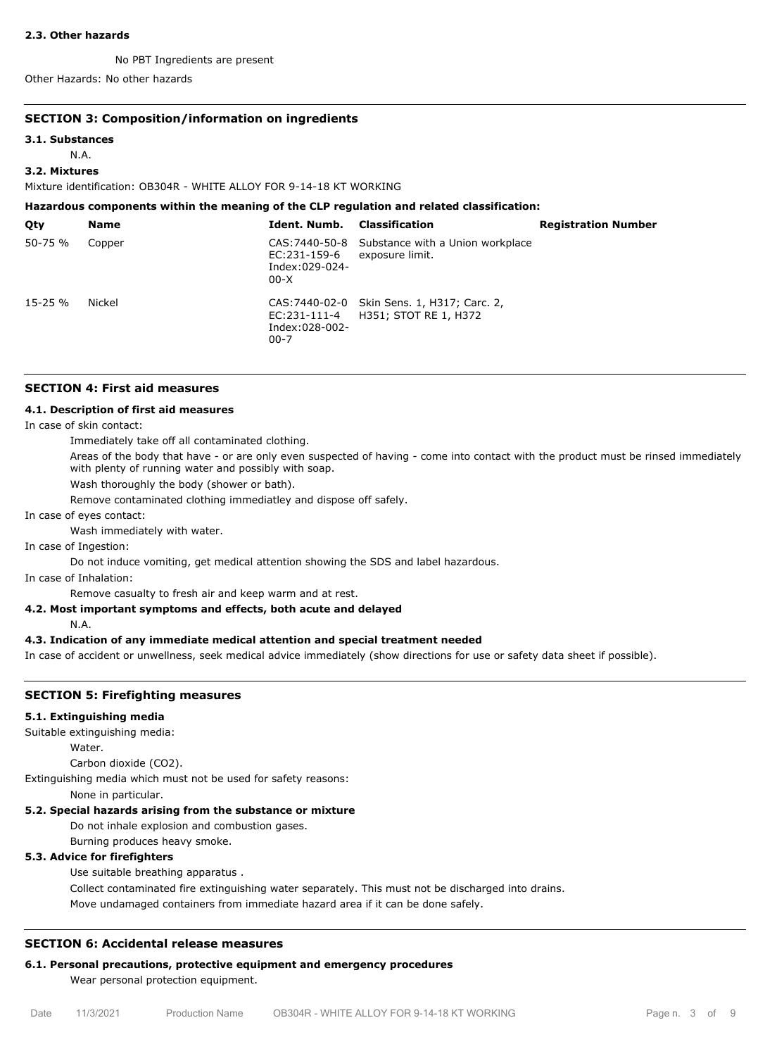#### 2.3. Other hazards

No PBT Ingredients are present

Other Hazards: No other hazards

## SECTION 3: Composition/information on ingredients

### 3.1. Substances

N.A.

### 3.2. Mixtures

Mixture identification: OB304R - WHITE ALLOY FOR 9-14-18 KT WORKING

**Hazardous components within the meaning of the CLP regulation and related classification:**

| Qty | Name | Ident. Numb. | Classification | Registration Number |
|---|---|---|---|---|
| 50-75 % | Copper | CAS:7440-50-8 EC:231-159-6 Index:029-024-00-X | Substance with a Union workplace exposure limit. | |
| 15-25 % | Nickel | CAS:7440-02-0 EC:231-111-4 Index:028-002-00-7 | Skin Sens. 1, H317; Carc. 2, H351; STOT RE 1, H372 | |

## SECTION 4: First aid measures

### 4.1. Description of first aid measures

In case of skin contact:

Immediately take off all contaminated clothing.

Areas of the body that have - or are only even suspected of having - come into contact with the product must be rinsed immediately with plenty of running water and possibly with soap.

Wash thoroughly the body (shower or bath).

Remove contaminated clothing immediatley and dispose off safely.

In case of eyes contact:

Wash immediately with water.

In case of Ingestion:

Do not induce vomiting, get medical attention showing the SDS and label hazardous.

In case of Inhalation:

Remove casualty to fresh air and keep warm and at rest.

### 4.2. Most important symptoms and effects, both acute and delayed

N.A.

### 4.3. Indication of any immediate medical attention and special treatment needed

In case of accident or unwellness, seek medical advice immediately (show directions for use or safety data sheet if possible).

## SECTION 5: Firefighting measures

### 5.1. Extinguishing media

Suitable extinguishing media:

Water.

Carbon dioxide ($CO_2$).

Extinguishing media which must not be used for safety reasons:

None in particular.

### 5.2. Special hazards arising from the substance or mixture

Do not inhale explosion and combustion gases.

Burning produces heavy smoke.

### 5.3. Advice for firefighters

Use suitable breathing apparatus .

Collect contaminated fire extinguishing water separately. This must not be discharged into drains.

Move undamaged containers from immediate hazard area if it can be done safely.

## SECTION 6: Accidental release measures

### 6.1. Personal precautions, protective equipment and emergency procedures

Wear personal protection equipment.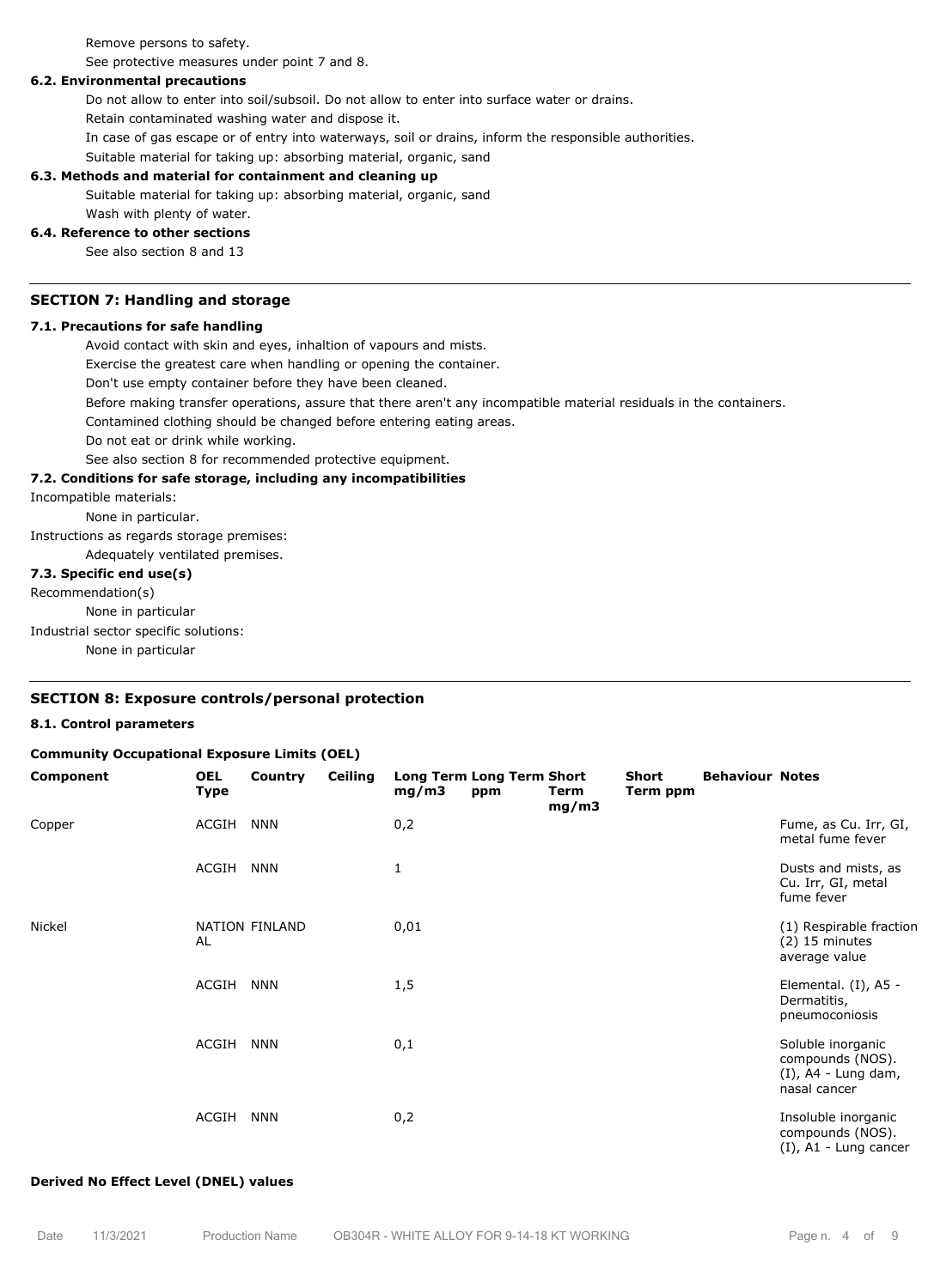Remove persons to safety.

See protective measures under point 7 and 8.

### 6.2. Environmental precautions

Do not allow to enter into soil/subsoil. Do not allow to enter into surface water or drains.

Retain contaminated washing water and dispose it.

In case of gas escape or of entry into waterways, soil or drains, inform the responsible authorities.

Suitable material for taking up: absorbing material, organic, sand

### 6.3. Methods and material for containment and cleaning up

Suitable material for taking up: absorbing material, organic, sand

Wash with plenty of water.

### 6.4. Reference to other sections

See also section 8 and 13

## SECTION 7: Handling and storage

### 7.1. Precautions for safe handling

Avoid contact with skin and eyes, inhaltion of vapours and mists.

Exercise the greatest care when handling or opening the container.

Don't use empty container before they have been cleaned.

Before making transfer operations, assure that there aren't any incompatible material residuals in the containers.

Contamined clothing should be changed before entering eating areas.

Do not eat or drink while working.

See also section 8 for recommended protective equipment.

### 7.2. Conditions for safe storage, including any incompatibilities

Incompatible materials:

None in particular.

Instructions as regards storage premises:

Adequately ventilated premises.

### 7.3. Specific end use(s)

Recommendation(s)

None in particular

Industrial sector specific solutions:

None in particular

## SECTION 8: Exposure controls/personal protection

### 8.1. Control parameters

**Community Occupational Exposure Limits (OEL)**

| Component | OEL Type | Country | Ceiling | Long Term mg/m3 | Long Term ppm | Short Term mg/m3 | Short Term ppm | Behaviour | Notes |
|---|---|---|---|---|---|---|---|---|---|
| Copper | ACGIH | NNN | | 0,2 | | | | | Fume, as Cu. Irr, GI, metal fume fever |
| | ACGIH | NNN | | 1 | | | | | Dusts and mists, as Cu. Irr, GI, metal fume fever |
| Nickel | NATIONAL | FINLAND | | 0,01 | | | | | (1) Respirable fraction (2) 15 minutes average value |
| | ACGIH | NNN | | 1,5 | | | | | Elemental. (I), A5 - Dermatitis, pneumoconiosis |
| | ACGIH | NNN | | 0,1 | | | | | Soluble inorganic compounds (NOS). (I), A4 - Lung dam, nasal cancer |
| | ACGIH | NNN | | 0,2 | | | | | Insoluble inorganic compounds (NOS). (I), A1 - Lung cancer |

**Derived No Effect Level (DNEL) values**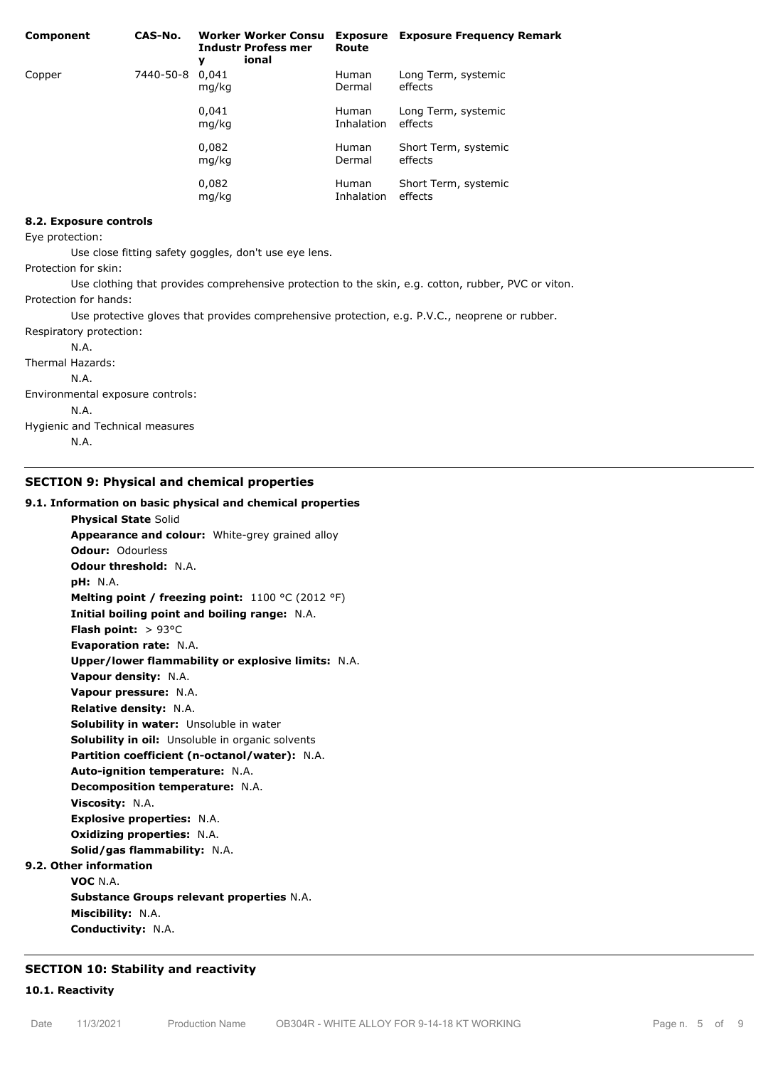| Component | CAS-No. | Worker Industry | Worker Professional | Consumer | Exposure Route | Exposure Frequency | Remark |
|---|---|---|---|---|---|---|---|
| Copper | 7440-50-8 | 0,041 mg/kg | | | Human Dermal | Long Term, systemic effects | |
| | | 0,041 mg/kg | | | Human Inhalation | Long Term, systemic effects | |
| | | 0,082 mg/kg | | | Human Dermal | Short Term, systemic effects | |
| | | 0,082 mg/kg | | | Human Inhalation | Short Term, systemic effects | |

### 8.2. Exposure controls

Eye protection:

Use close fitting safety goggles, don't use eye lens.

Protection for skin:

Use clothing that provides comprehensive protection to the skin, e.g. cotton, rubber, PVC or viton.

Protection for hands:

Use protective gloves that provides comprehensive protection, e.g. P.V.C., neoprene or rubber.

Respiratory protection:

N.A.

Thermal Hazards:

N.A.

Environmental exposure controls:

N.A.

Hygienic and Technical measures

N.A.

## SECTION 9: Physical and chemical properties

### 9.1. Information on basic physical and chemical properties

**Physical State** Solid
**Appearance and colour:** White-grey grained alloy
**Odour:** Odourless
**Odour threshold:** N.A.
**pH:** N.A.
**Melting point / freezing point:** 1100 °C (2012 °F)
**Initial boiling point and boiling range:** N.A.
**Flash point:** > 93°C
**Evaporation rate:** N.A.
**Upper/lower flammability or explosive limits:** N.A.
**Vapour density:** N.A.
**Vapour pressure:** N.A.
**Relative density:** N.A.
**Solubility in water:** Unsoluble in water
**Solubility in oil:** Unsoluble in organic solvents
**Partition coefficient (n-octanol/water):** N.A.
**Auto-ignition temperature:** N.A.
**Decomposition temperature:** N.A.
**Viscosity:** N.A.
**Explosive properties:** N.A.
**Oxidizing properties:** N.A.
**Solid/gas flammability:** N.A.

### 9.2. Other information

**VOC** N.A.
**Substance Groups relevant properties** N.A.
**Miscibility:** N.A.
**Conductivity:** N.A.

## SECTION 10: Stability and reactivity

### 10.1. Reactivity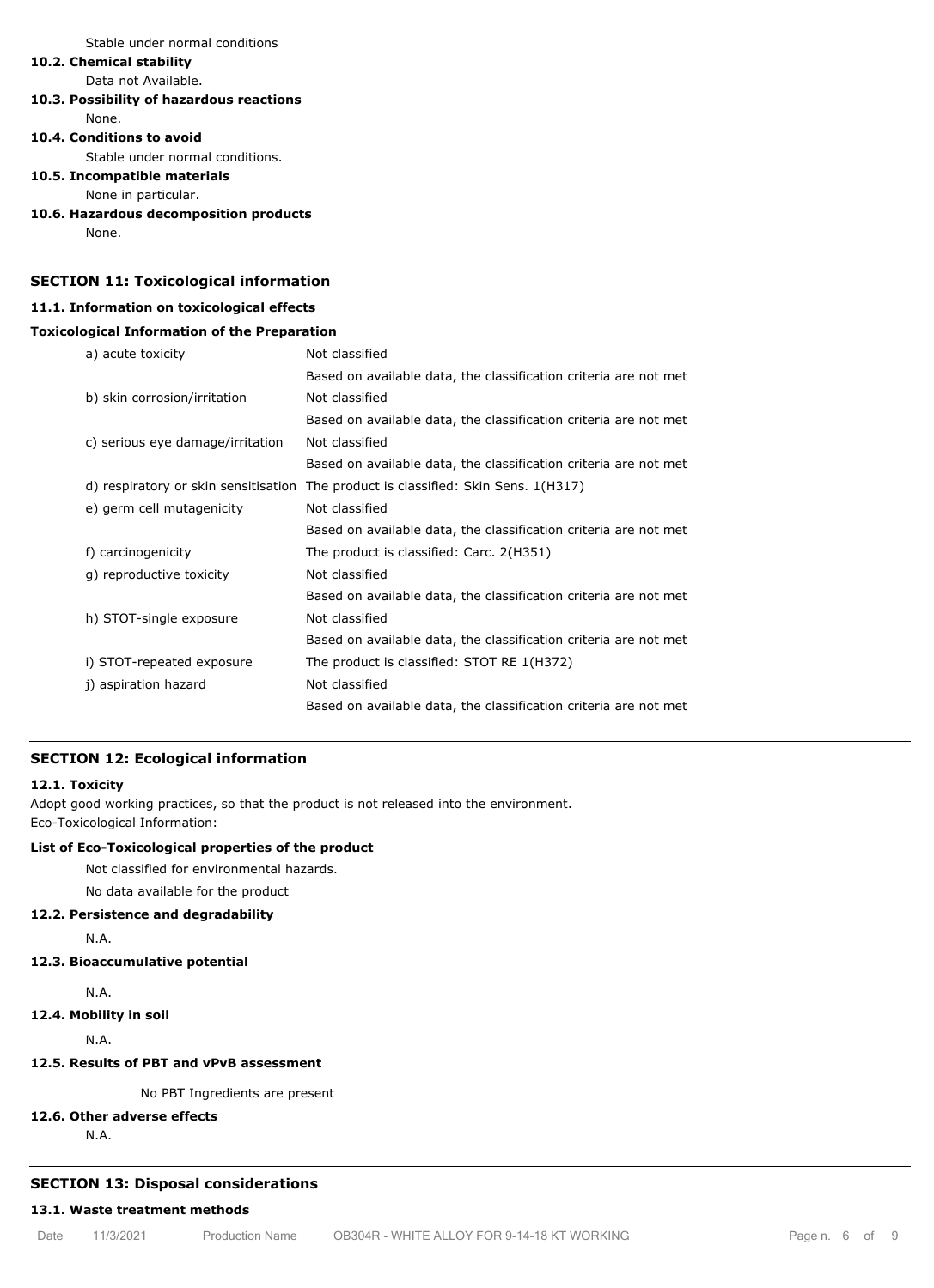Stable under normal conditions

**10.2. Chemical stability**

Data not Available.

**10.3. Possibility of hazardous reactions**

None.

**10.4. Conditions to avoid**

Stable under normal conditions.

**10.5. Incompatible materials**

None in particular.

**10.6. Hazardous decomposition products**

None.

## SECTION 11: Toxicological information

**11.1. Information on toxicological effects**

**Toxicological Information of the Preparation**

| | |
|---|---|
| a) acute toxicity | Not classified<br>Based on available data, the classification criteria are not met |
| b) skin corrosion/irritation | Not classified<br>Based on available data, the classification criteria are not met |
| c) serious eye damage/irritation | Not classified<br>Based on available data, the classification criteria are not met |
| d) respiratory or skin sensitisation | The product is classified: Skin Sens. 1(H317) |
| e) germ cell mutagenicity | Not classified<br>Based on available data, the classification criteria are not met |
| f) carcinogenicity | The product is classified: Carc. 2(H351) |
| g) reproductive toxicity | Not classified<br>Based on available data, the classification criteria are not met |
| h) STOT-single exposure | Not classified<br>Based on available data, the classification criteria are not met |
| i) STOT-repeated exposure | The product is classified: STOT RE 1(H372) |
| j) aspiration hazard | Not classified<br>Based on available data, the classification criteria are not met |

## SECTION 12: Ecological information

**12.1. Toxicity**

Adopt good working practices, so that the product is not released into the environment.
Eco-Toxicological Information:

**List of Eco-Toxicological properties of the product**

Not classified for environmental hazards.

No data available for the product

**12.2. Persistence and degradability**

N.A.

**12.3. Bioaccumulative potential**

N.A.

**12.4. Mobility in soil**

N.A.

**12.5. Results of PBT and vPvB assessment**

No PBT Ingredients are present

**12.6. Other adverse effects**

N.A.

## SECTION 13: Disposal considerations

**13.1. Waste treatment methods**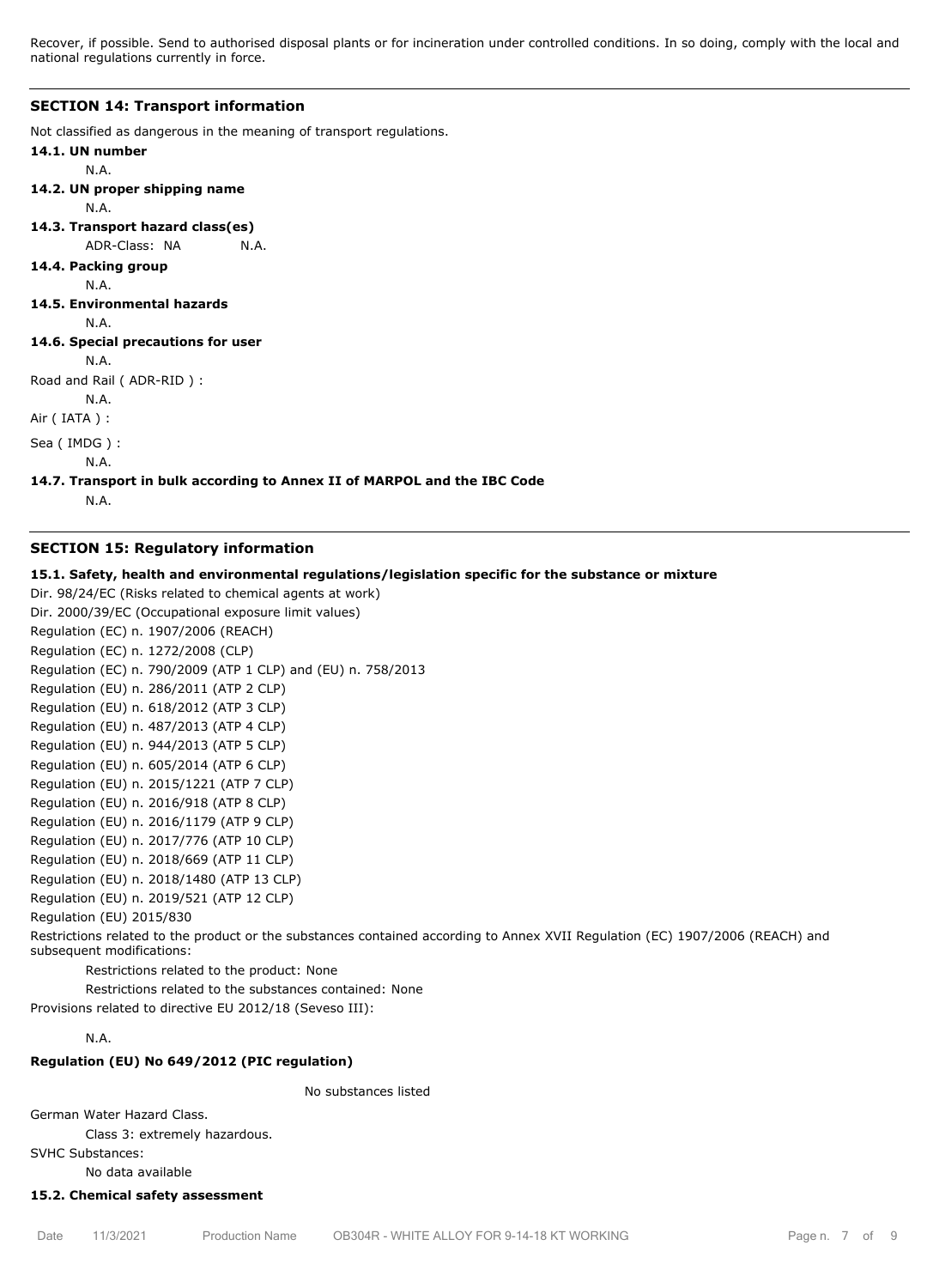Recover, if possible. Send to authorised disposal plants or for incineration under controlled conditions. In so doing, comply with the local and national regulations currently in force.

## SECTION 14: Transport information

Not classified as dangerous in the meaning of transport regulations.

**14.1. UN number**

N.A.

**14.2. UN proper shipping name**

N.A.

**14.3. Transport hazard class(es)**

ADR-Class: NA N.A.

**14.4. Packing group**

N.A.

**14.5. Environmental hazards**

N.A.

**14.6. Special precautions for user**

N.A.

Road and Rail ( ADR-RID ) :

N.A.

Air ( IATA ) :

Sea ( IMDG ) :

N.A.

**14.7. Transport in bulk according to Annex II of MARPOL and the IBC Code**

N.A.

## SECTION 15: Regulatory information

**15.1. Safety, health and environmental regulations/legislation specific for the substance or mixture**

Dir. 98/24/EC (Risks related to chemical agents at work)
Dir. 2000/39/EC (Occupational exposure limit values)
Regulation (EC) n. 1907/2006 (REACH)
Regulation (EC) n. 1272/2008 (CLP)
Regulation (EC) n. 790/2009 (ATP 1 CLP) and (EU) n. 758/2013
Regulation (EU) n. 286/2011 (ATP 2 CLP)
Regulation (EU) n. 618/2012 (ATP 3 CLP)
Regulation (EU) n. 487/2013 (ATP 4 CLP)
Regulation (EU) n. 944/2013 (ATP 5 CLP)
Regulation (EU) n. 605/2014 (ATP 6 CLP)
Regulation (EU) n. 2015/1221 (ATP 7 CLP)
Regulation (EU) n. 2016/918 (ATP 8 CLP)
Regulation (EU) n. 2016/1179 (ATP 9 CLP)
Regulation (EU) n. 2017/776 (ATP 10 CLP)
Regulation (EU) n. 2018/669 (ATP 11 CLP)
Regulation (EU) n. 2018/1480 (ATP 13 CLP)
Regulation (EU) n. 2019/521 (ATP 12 CLP)
Regulation (EU) 2015/830

Restrictions related to the product or the substances contained according to Annex XVII Regulation (EC) 1907/2006 (REACH) and subsequent modifications:

Restrictions related to the product: None

Restrictions related to the substances contained: None

Provisions related to directive EU 2012/18 (Seveso III):

N.A.

**Regulation (EU) No 649/2012 (PIC regulation)**

No substances listed

German Water Hazard Class.

Class 3: extremely hazardous.

SVHC Substances:

No data available

**15.2. Chemical safety assessment**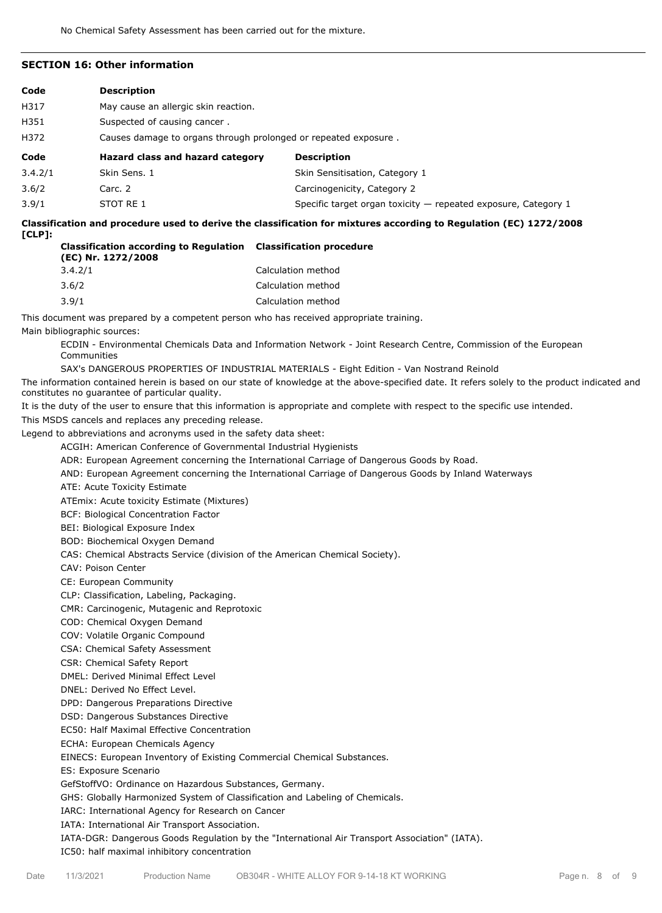No Chemical Safety Assessment has been carried out for the mixture.

## SECTION 16: Other information

| Code | Description |
|---|---|
| H317 | May cause an allergic skin reaction. |
| H351 | Suspected of causing cancer . |
| H372 | Causes damage to organs through prolonged or repeated exposure . |

| Code | Hazard class and hazard category | Description |
|---|---|---|
| 3.4.2/1 | Skin Sens. 1 | Skin Sensitisation, Category 1 |
| 3.6/2 | Carc. 2 | Carcinogenicity, Category 2 |
| 3.9/1 | STOT RE 1 | Specific target organ toxicity — repeated exposure, Category 1 |

**Classification and procedure used to derive the classification for mixtures according to Regulation (EC) 1272/2008 [CLP]:**

| Classification according to Regulation (EC) Nr. 1272/2008 | Classification procedure |
|---|---|
| 3.4.2/1 | Calculation method |
| 3.6/2 | Calculation method |
| 3.9/1 | Calculation method |

This document was prepared by a competent person who has received appropriate training.

Main bibliographic sources:

ECDIN - Environmental Chemicals Data and Information Network - Joint Research Centre, Commission of the European Communities

SAX's DANGEROUS PROPERTIES OF INDUSTRIAL MATERIALS - Eight Edition - Van Nostrand Reinold

The information contained herein is based on our state of knowledge at the above-specified date. It refers solely to the product indicated and constitutes no guarantee of particular quality.

It is the duty of the user to ensure that this information is appropriate and complete with respect to the specific use intended.

This MSDS cancels and replaces any preceding release.

Legend to abbreviations and acronyms used in the safety data sheet:

ACGIH: American Conference of Governmental Industrial Hygienists
ADR: European Agreement concerning the International Carriage of Dangerous Goods by Road.
AND: European Agreement concerning the International Carriage of Dangerous Goods by Inland Waterways
ATE: Acute Toxicity Estimate
ATEmix: Acute toxicity Estimate (Mixtures)
BCF: Biological Concentration Factor
BEI: Biological Exposure Index
BOD: Biochemical Oxygen Demand
CAS: Chemical Abstracts Service (division of the American Chemical Society).
CAV: Poison Center
CE: European Community
CLP: Classification, Labeling, Packaging.
CMR: Carcinogenic, Mutagenic and Reprotoxic
COD: Chemical Oxygen Demand
COV: Volatile Organic Compound
CSA: Chemical Safety Assessment
CSR: Chemical Safety Report
DMEL: Derived Minimal Effect Level
DNEL: Derived No Effect Level.
DPD: Dangerous Preparations Directive
DSD: Dangerous Substances Directive
EC50: Half Maximal Effective Concentration
ECHA: European Chemicals Agency
EINECS: European Inventory of Existing Commercial Chemical Substances.
ES: Exposure Scenario
GefStoffVO: Ordinance on Hazardous Substances, Germany.
GHS: Globally Harmonized System of Classification and Labeling of Chemicals.
IARC: International Agency for Research on Cancer
IATA: International Air Transport Association.
IATA-DGR: Dangerous Goods Regulation by the "International Air Transport Association" (IATA).
IC50: half maximal inhibitory concentration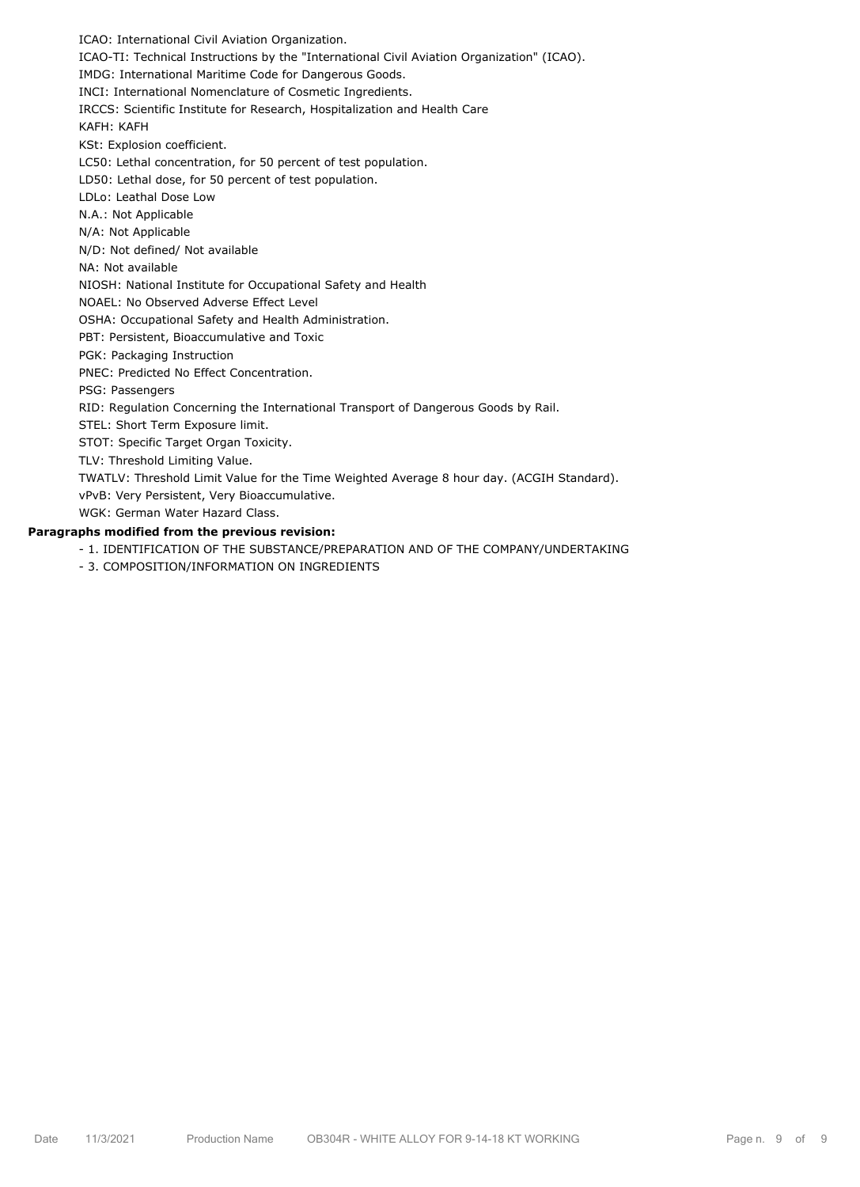ICAO: International Civil Aviation Organization.

ICAO-TI: Technical Instructions by the "International Civil Aviation Organization" (ICAO).

IMDG: International Maritime Code for Dangerous Goods.

INCI: International Nomenclature of Cosmetic Ingredients.

IRCCS: Scientific Institute for Research, Hospitalization and Health Care

KAFH: KAFH

KSt: Explosion coefficient.

LC50: Lethal concentration, for 50 percent of test population.

LD50: Lethal dose, for 50 percent of test population.

LDLo: Leathal Dose Low

N.A.: Not Applicable

N/A: Not Applicable

N/D: Not defined/ Not available

NA: Not available

NIOSH: National Institute for Occupational Safety and Health

NOAEL: No Observed Adverse Effect Level

OSHA: Occupational Safety and Health Administration.

PBT: Persistent, Bioaccumulative and Toxic

PGK: Packaging Instruction

PNEC: Predicted No Effect Concentration.

PSG: Passengers

RID: Regulation Concerning the International Transport of Dangerous Goods by Rail.

STEL: Short Term Exposure limit.

STOT: Specific Target Organ Toxicity.

TLV: Threshold Limiting Value.

TWATLV: Threshold Limit Value for the Time Weighted Average 8 hour day. (ACGIH Standard).

vPvB: Very Persistent, Very Bioaccumulative.

WGK: German Water Hazard Class.

**Paragraphs modified from the previous revision:**

- 1. IDENTIFICATION OF THE SUBSTANCE/PREPARATION AND OF THE COMPANY/UNDERTAKING
- 3. COMPOSITION/INFORMATION ON INGREDIENTS